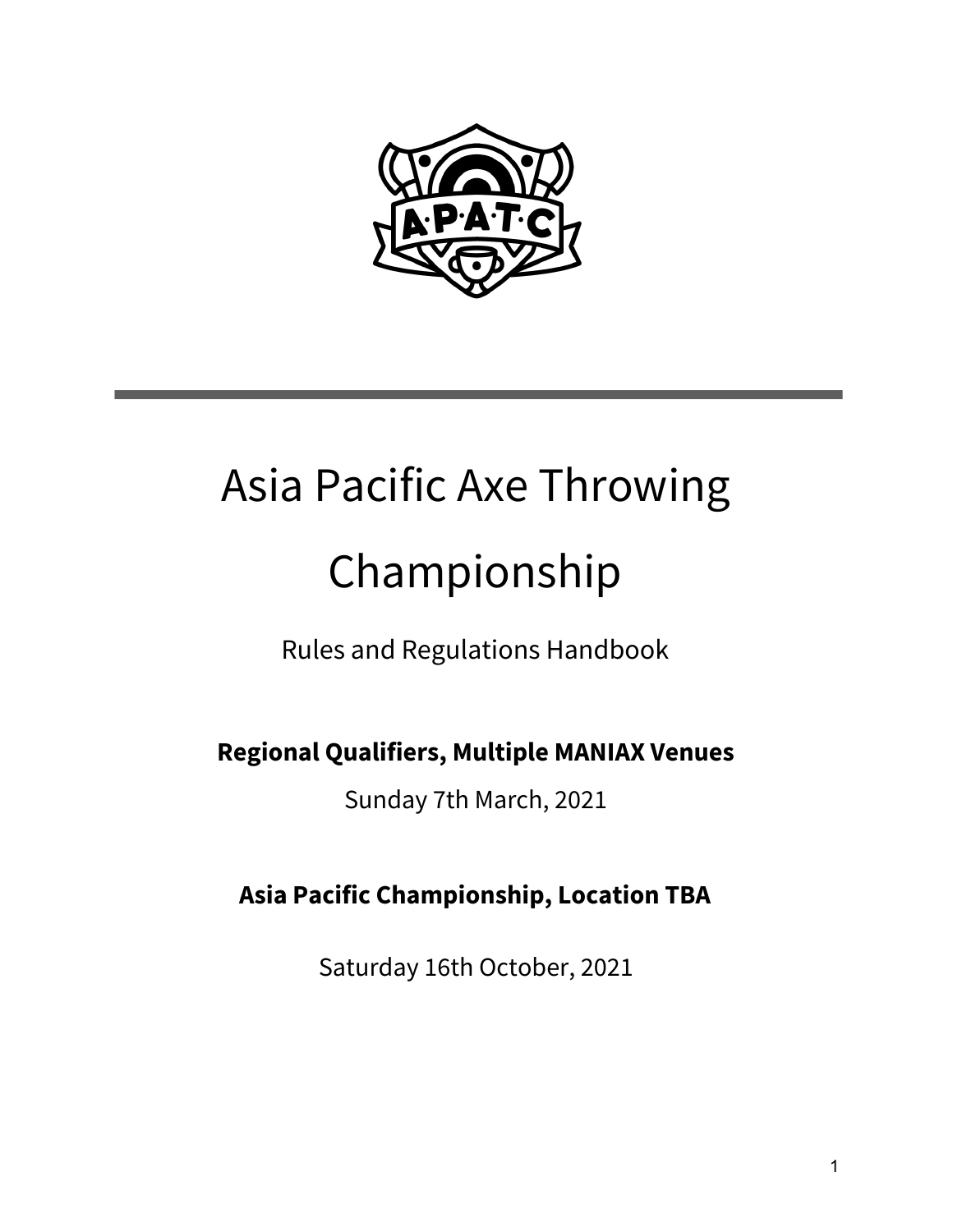# Asia Pacific Axe Throwing Championship

Rules and Regulations Handbook

**Regional Qualifiers, Multiple MANIAX Venues**

Sunday 7th March, 2021

**Asia Pacific Championship, Location TBA**

Saturday 16th October, 2021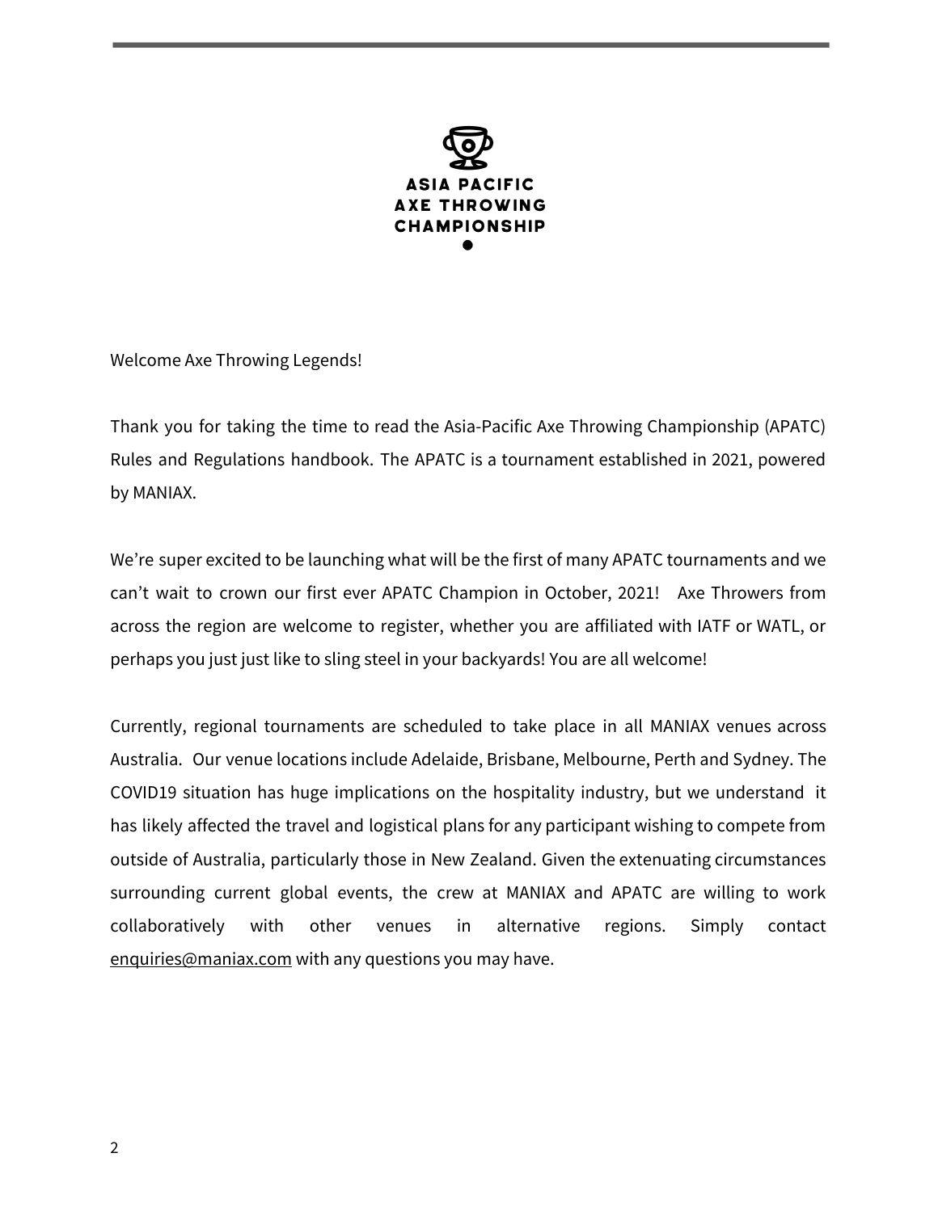ASIA PACIFIC
AXE THROWING
CHAMPIONSHIP

Welcome Axe Throwing Legends!

Thank you for taking the time to read the Asia-Pacific Axe Throwing Championship (APATC) Rules and Regulations handbook. The APATC is a tournament established in 2021, powered by MANIAX.

We're super excited to be launching what will be the first of many APATC tournaments and we can't wait to crown our first ever APATC Champion in October, 2021! Axe Throwers from across the region are welcome to register, whether you are affiliated with IATF or WATL, or perhaps you just just like to sling steel in your backyards! You are all welcome!

Currently, regional tournaments are scheduled to take place in all MANIAX venues across Australia. Our venue locations include Adelaide, Brisbane, Melbourne, Perth and Sydney. The COVID19 situation has huge implications on the hospitality industry, but we understand it has likely affected the travel and logistical plans for any participant wishing to compete from outside of Australia, particularly those in New Zealand. Given the extenuating circumstances surrounding current global events, the crew at MANIAX and APATC are willing to work collaboratively with other venues in alternative regions. Simply contact enquiries@maniax.com with any questions you may have.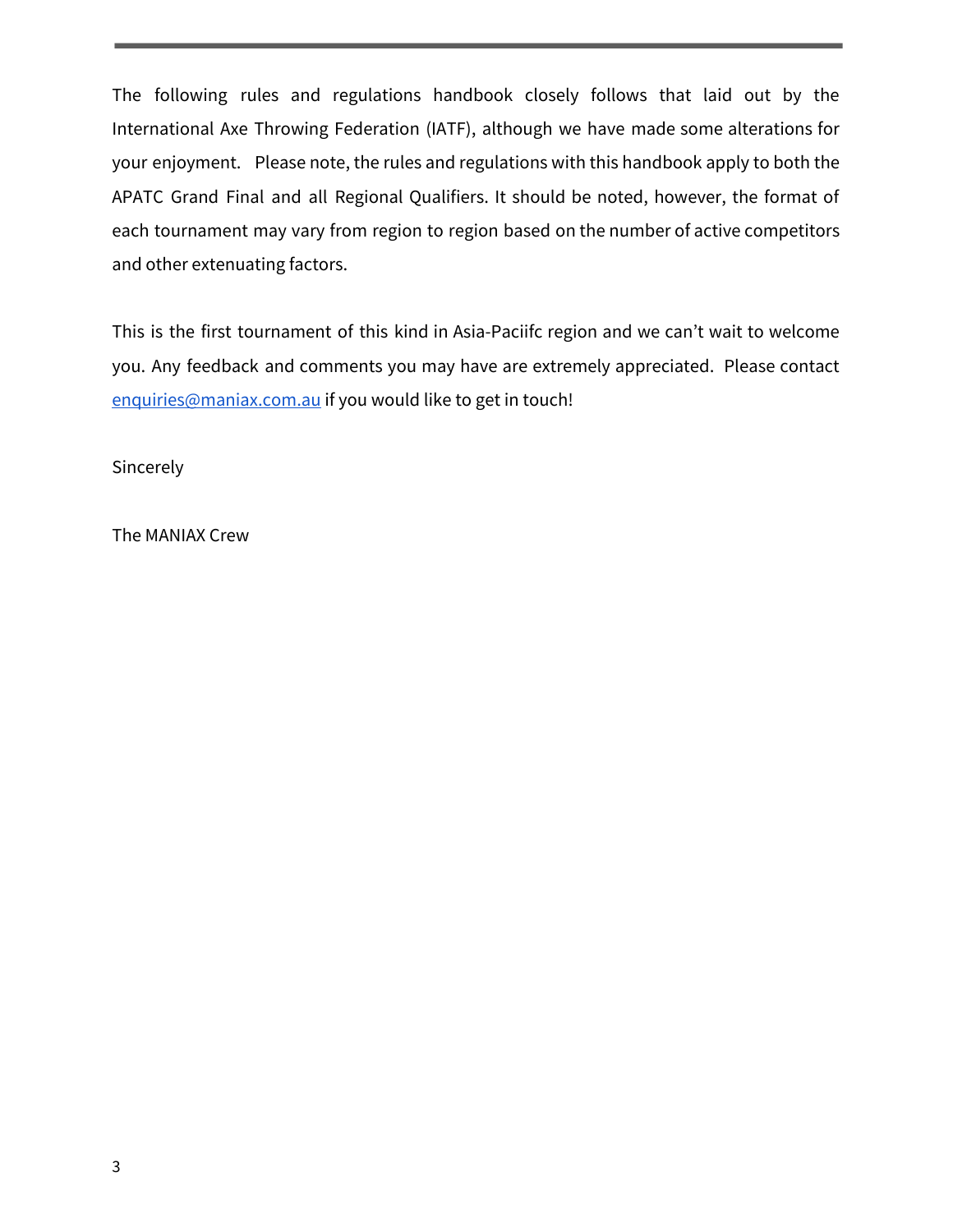The following rules and regulations handbook closely follows that laid out by the International Axe Throwing Federation (IATF), although we have made some alterations for your enjoyment. Please note, the rules and regulations with this handbook apply to both the APATC Grand Final and all Regional Qualifiers. It should be noted, however, the format of each tournament may vary from region to region based on the number of active competitors and other extenuating factors.

This is the first tournament of this kind in Asia-Paciifc region and we can't wait to welcome you. Any feedback and comments you may have are extremely appreciated. Please contact enquiries@maniax.com.au if you would like to get in touch!

Sincerely

The MANIAX Crew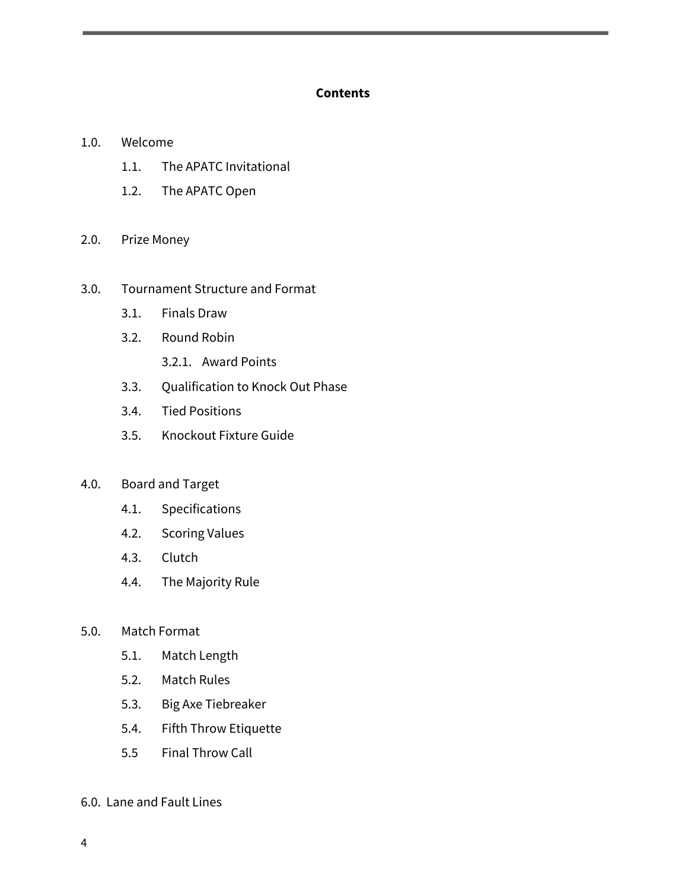## Contents

1.0. Welcome
- 1.1. The APATC Invitational
- 1.2. The APATC Open

2.0. Prize Money

3.0. Tournament Structure and Format
- 3.1. Finals Draw
- 3.2. Round Robin
  - 3.2.1. Award Points
- 3.3. Qualification to Knock Out Phase
- 3.4. Tied Positions
- 3.5. Knockout Fixture Guide

4.0. Board and Target
- 4.1. Specifications
- 4.2. Scoring Values
- 4.3. Clutch
- 4.4. The Majority Rule

5.0. Match Format
- 5.1. Match Length
- 5.2. Match Rules
- 5.3. Big Axe Tiebreaker
- 5.4. Fifth Throw Etiquette
- 5.5 Final Throw Call

6.0. Lane and Fault Lines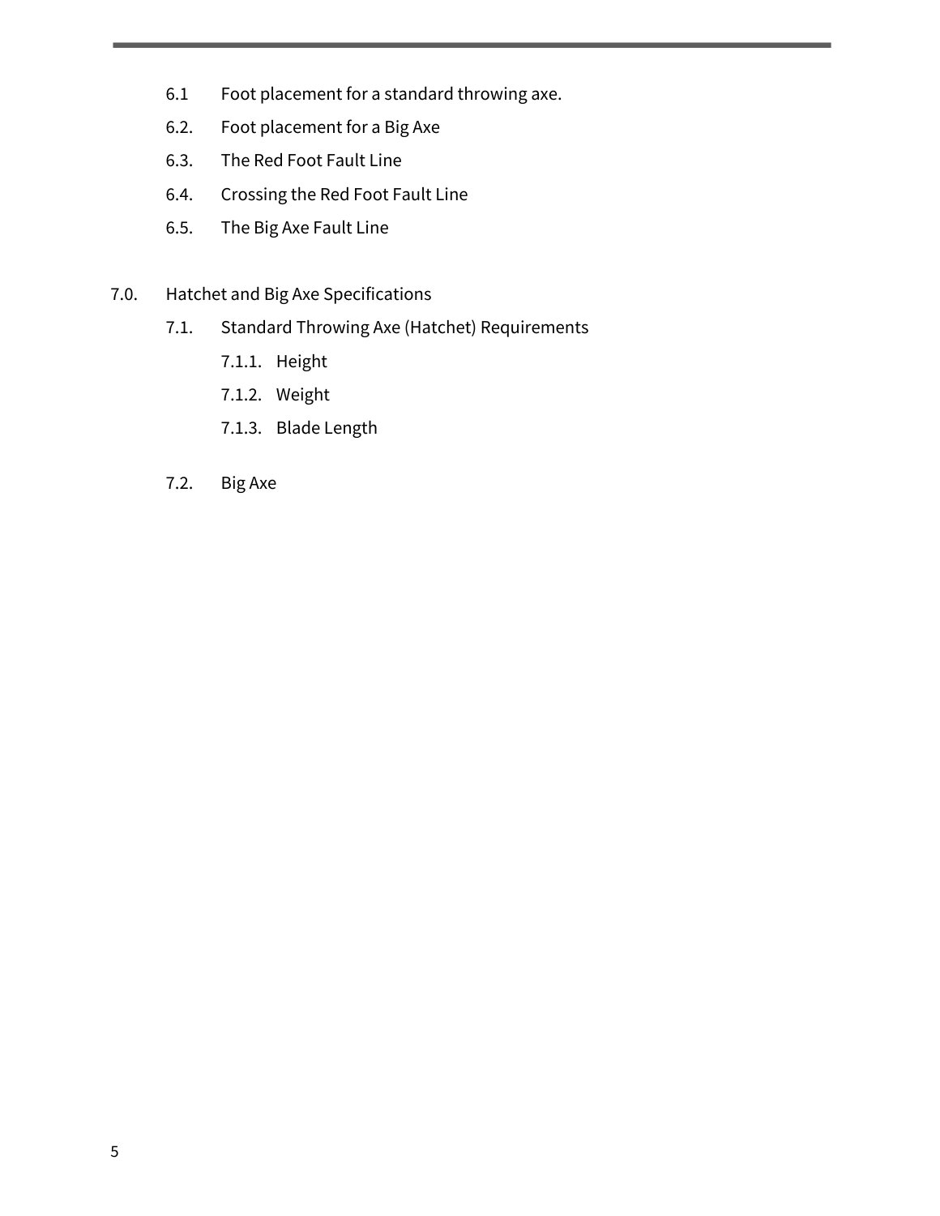- 6.1 Foot placement for a standard throwing axe.
- 6.2. Foot placement for a Big Axe
- 6.3. The Red Foot Fault Line
- 6.4. Crossing the Red Foot Fault Line
- 6.5. The Big Axe Fault Line

7.0. Hatchet and Big Axe Specifications

- 7.1. Standard Throwing Axe (Hatchet) Requirements
  - 7.1.1. Height
  - 7.1.2. Weight
  - 7.1.3. Blade Length
- 7.2. Big Axe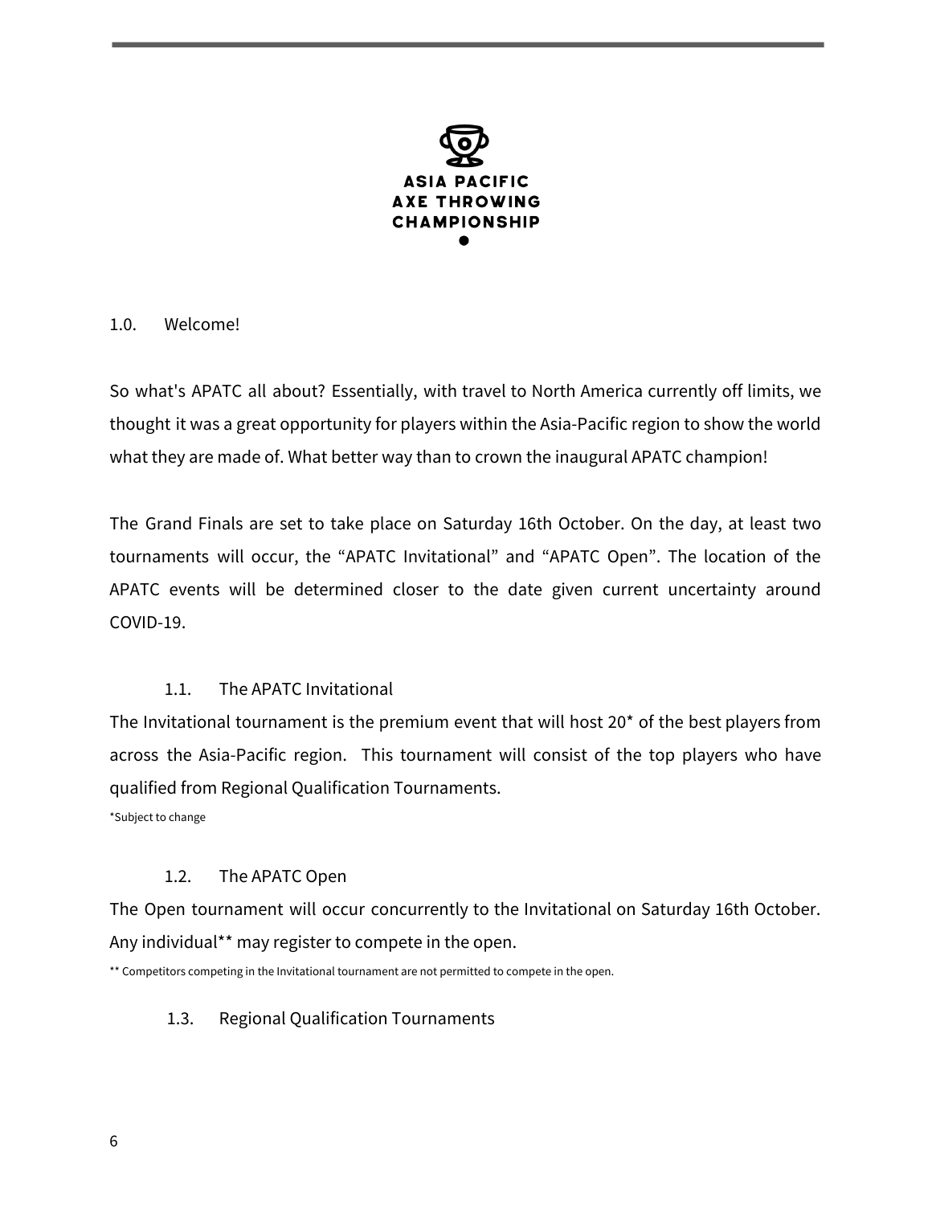ASIA PACIFIC
AXE THROWING
CHAMPIONSHIP

## 1.0. Welcome!

So what's APATC all about? Essentially, with travel to North America currently off limits, we thought it was a great opportunity for players within the Asia-Pacific region to show the world what they are made of. What better way than to crown the inaugural APATC champion!

The Grand Finals are set to take place on Saturday 16th October. On the day, at least two tournaments will occur, the “APATC Invitational” and “APATC Open”. The location of the APATC events will be determined closer to the date given current uncertainty around COVID-19.

### 1.1. The APATC Invitational

The Invitational tournament is the premium event that will host 20* of the best players from across the Asia-Pacific region. This tournament will consist of the top players who have qualified from Regional Qualification Tournaments.

*Subject to change

### 1.2. The APATC Open

The Open tournament will occur concurrently to the Invitational on Saturday 16th October. Any individual** may register to compete in the open.

** Competitors competing in the Invitational tournament are not permitted to compete in the open.

### 1.3. Regional Qualification Tournaments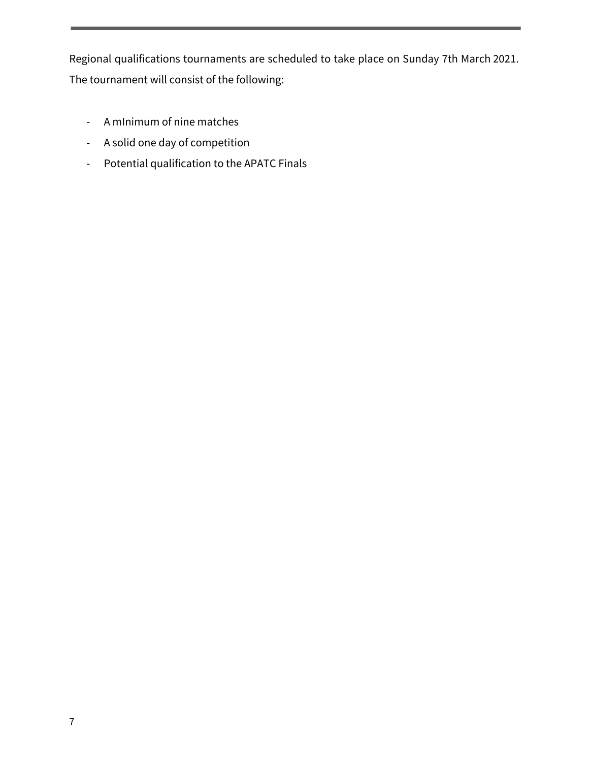Regional qualifications tournaments are scheduled to take place on Sunday 7th March 2021. The tournament will consist of the following:

- A mInimum of nine matches
- A solid one day of competition
- Potential qualification to the APATC Finals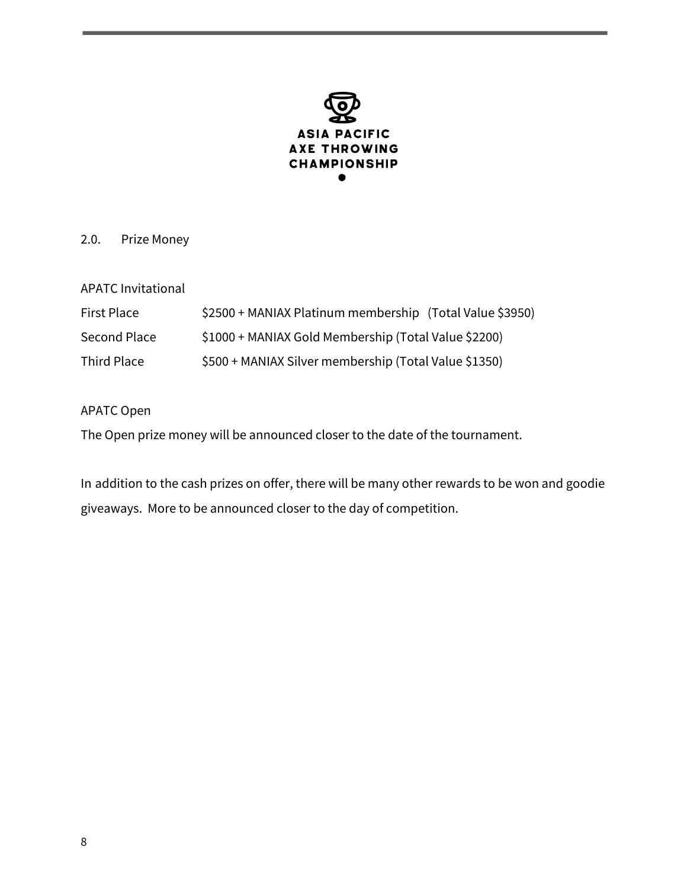## 2.0. Prize Money

### APATC Invitational

| | |
|---|---|
| First Place | $2500 + MANIAX Platinum membership (Total Value $3950) |
| Second Place | $1000 + MANIAX Gold Membership (Total Value $2200) |
| Third Place | $500 + MANIAX Silver membership (Total Value $1350) |

### APATC Open

The Open prize money will be announced closer to the date of the tournament.

In addition to the cash prizes on offer, there will be many other rewards to be won and goodie giveaways. More to be announced closer to the day of competition.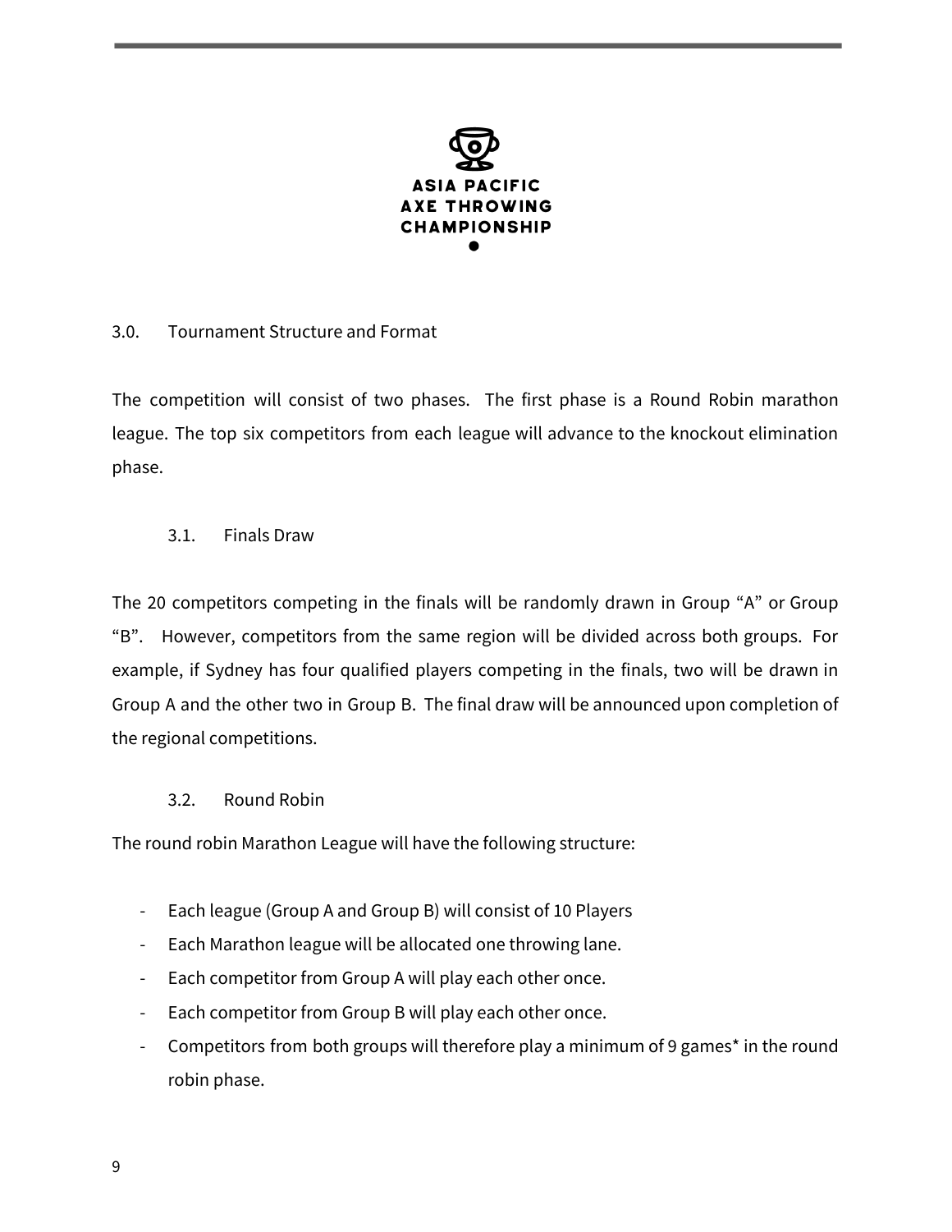ASIA PACIFIC
AXE THROWING
CHAMPIONSHIP

## 3.0. Tournament Structure and Format

The competition will consist of two phases. The first phase is a Round Robin marathon league. The top six competitors from each league will advance to the knockout elimination phase.

### 3.1. Finals Draw

The 20 competitors competing in the finals will be randomly drawn in Group "A" or Group "B". However, competitors from the same region will be divided across both groups. For example, if Sydney has four qualified players competing in the finals, two will be drawn in Group A and the other two in Group B. The final draw will be announced upon completion of the regional competitions.

### 3.2. Round Robin

The round robin Marathon League will have the following structure:

- Each league (Group A and Group B) will consist of 10 Players
- Each Marathon league will be allocated one throwing lane.
- Each competitor from Group A will play each other once.
- Each competitor from Group B will play each other once.
- Competitors from both groups will therefore play a minimum of 9 games* in the round robin phase.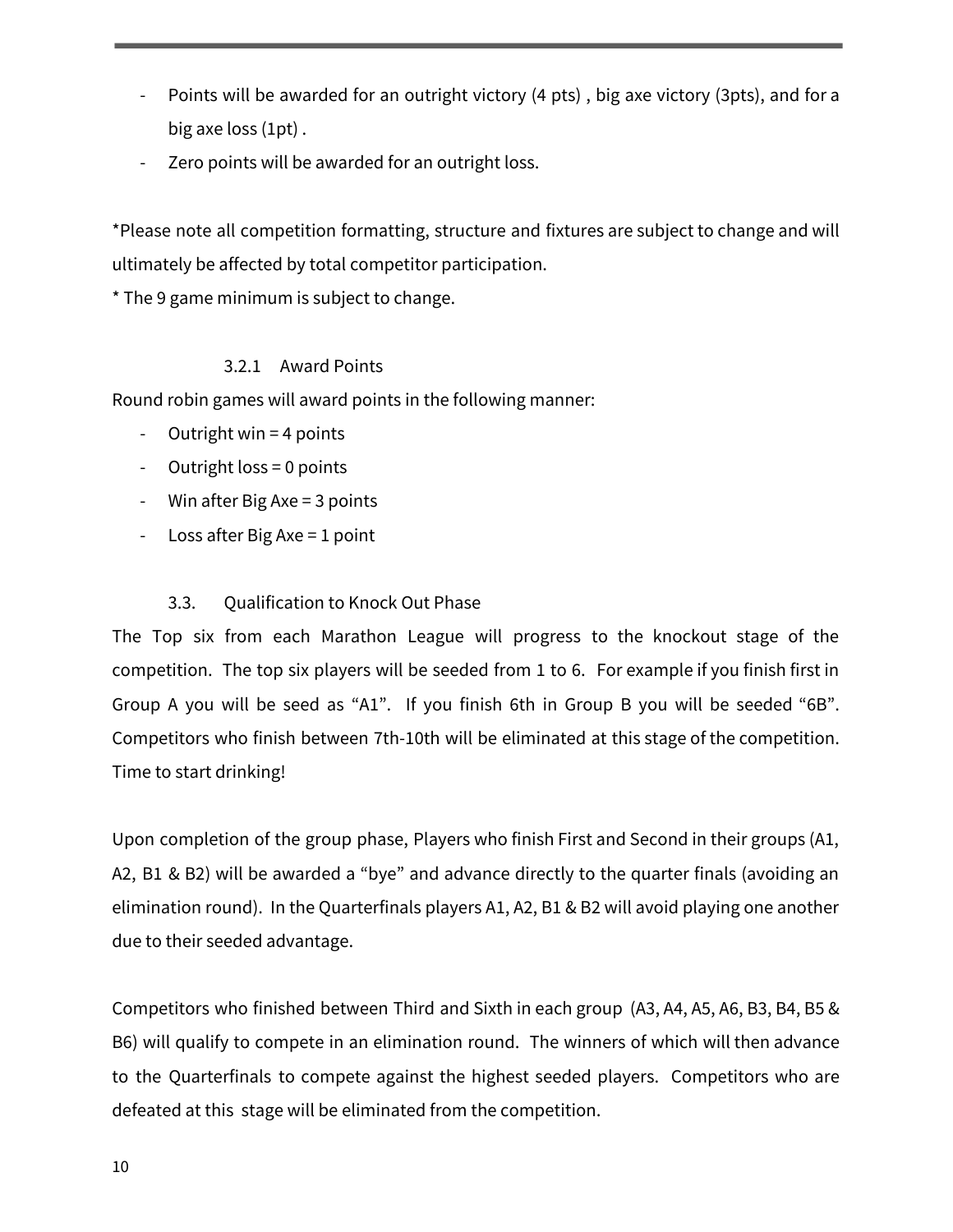- Points will be awarded for an outright victory (4 pts) , big axe victory (3pts), and for a big axe loss (1pt) .
- Zero points will be awarded for an outright loss.

*Please note all competition formatting, structure and fixtures are subject to change and will ultimately be affected by total competitor participation.
* The 9 game minimum is subject to change.

#### 3.2.1 Award Points

Round robin games will award points in the following manner:

- Outright win = 4 points
- Outright loss = 0 points
- Win after Big Axe = 3 points
- Loss after Big Axe = 1 point

### 3.3. Qualification to Knock Out Phase

The Top six from each Marathon League will progress to the knockout stage of the competition. The top six players will be seeded from 1 to 6. For example if you finish first in Group A you will be seed as "A1". If you finish 6th in Group B you will be seeded "6B". Competitors who finish between 7th-10th will be eliminated at this stage of the competition. Time to start drinking!

Upon completion of the group phase, Players who finish First and Second in their groups (A1, A2, B1 & B2) will be awarded a "bye" and advance directly to the quarter finals (avoiding an elimination round). In the Quarterfinals players A1, A2, B1 & B2 will avoid playing one another due to their seeded advantage.

Competitors who finished between Third and Sixth in each group (A3, A4, A5, A6, B3, B4, B5 & B6) will qualify to compete in an elimination round. The winners of which will then advance to the Quarterfinals to compete against the highest seeded players. Competitors who are defeated at this stage will be eliminated from the competition.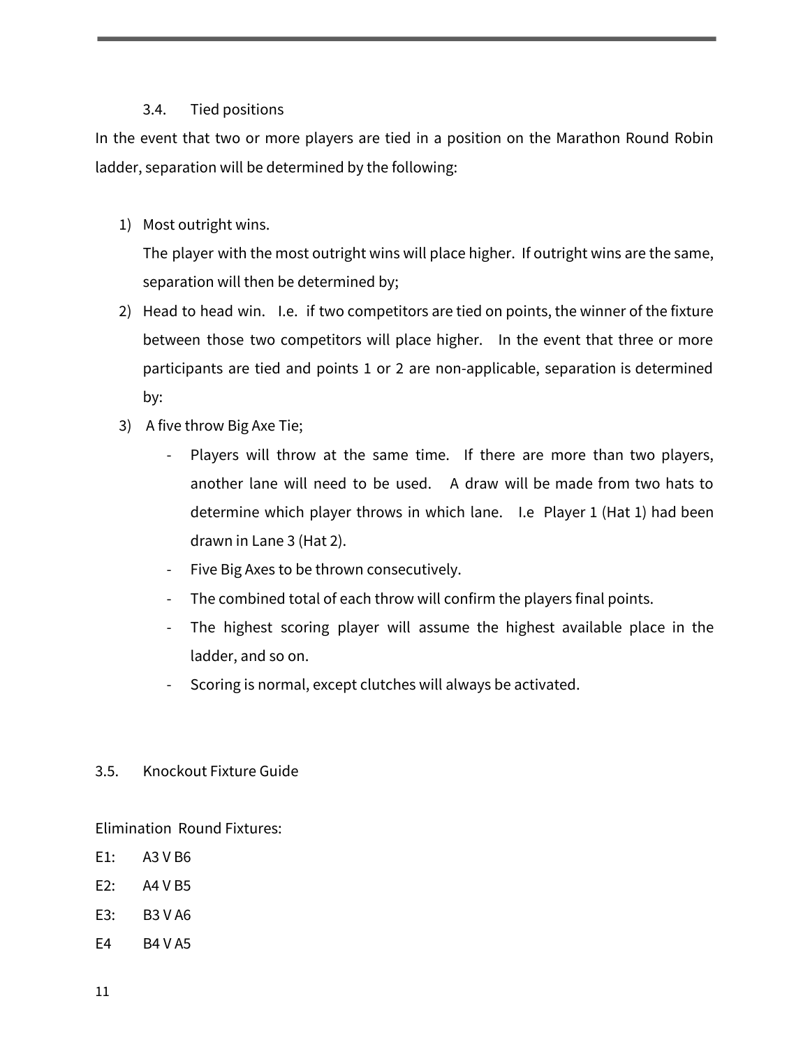### 3.4. Tied positions

In the event that two or more players are tied in a position on the Marathon Round Robin ladder, separation will be determined by the following:

1) Most outright wins.
   The player with the most outright wins will place higher. If outright wins are the same, separation will then be determined by;
2) Head to head win. I.e. if two competitors are tied on points, the winner of the fixture between those two competitors will place higher. In the event that three or more participants are tied and points 1 or 2 are non-applicable, separation is determined by:
3) A five throw Big Axe Tie;
   - Players will throw at the same time. If there are more than two players, another lane will need to be used. A draw will be made from two hats to determine which player throws in which lane. I.e Player 1 (Hat 1) had been drawn in Lane 3 (Hat 2).
   - Five Big Axes to be thrown consecutively.
   - The combined total of each throw will confirm the players final points.
   - The highest scoring player will assume the highest available place in the ladder, and so on.
   - Scoring is normal, except clutches will always be activated.

### 3.5. Knockout Fixture Guide

Elimination Round Fixtures:

E1: A3 V B6

E2: A4 V B5

E3: B3 V A6

E4 B4 V A5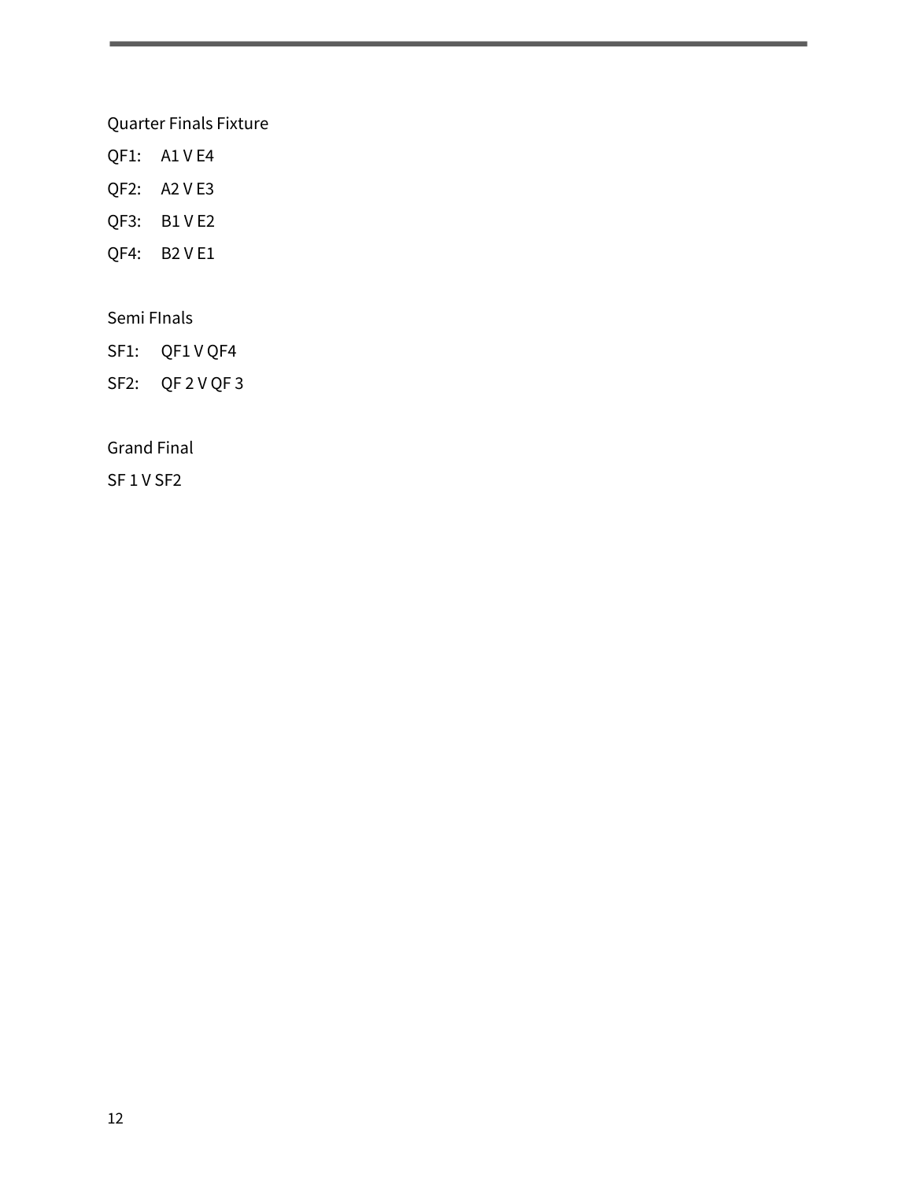Quarter Finals Fixture

QF1: A1 V E4

QF2: A2 V E3

QF3: B1 V E2

QF4: B2 V E1

Semi FInals

SF1: QF1 V QF4

SF2: QF 2 V QF 3

Grand Final

SF 1 V SF2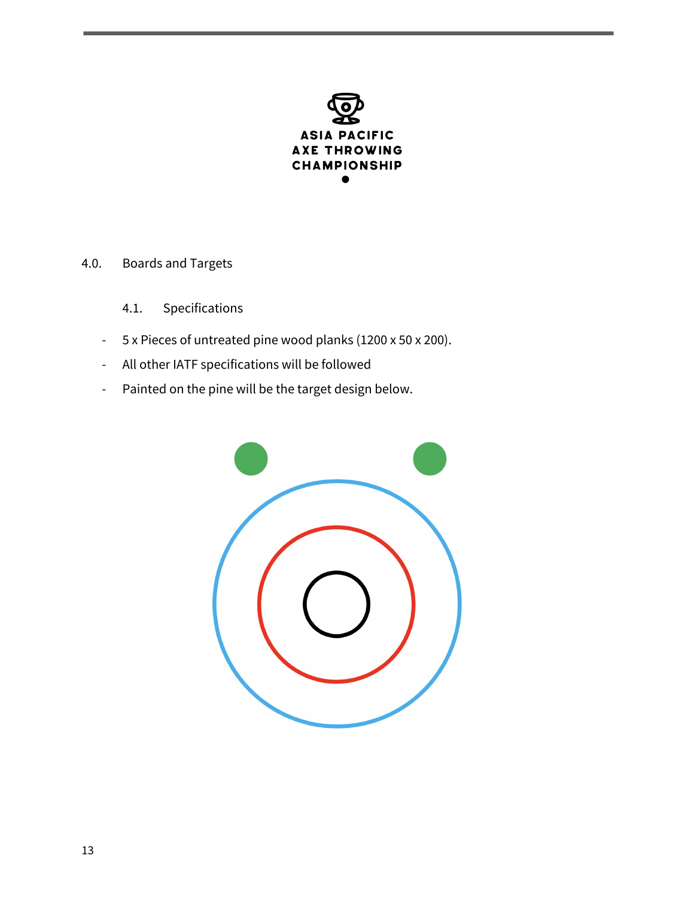## 4.0. Boards and Targets

### 4.1. Specifications

- 5 x Pieces of untreated pine wood planks (1200 x 50 x 200).
- All other IATF specifications will be followed
- Painted on the pine will be the target design below.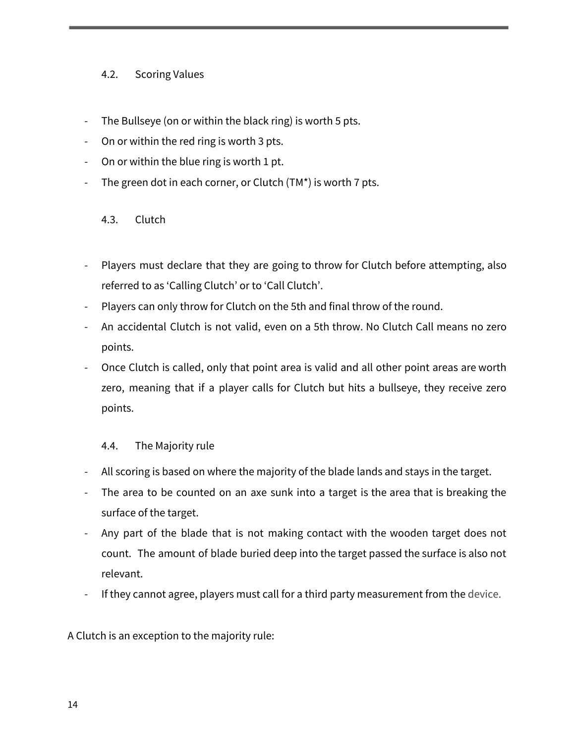### 4.2. Scoring Values

- The Bullseye (on or within the black ring) is worth 5 pts.
- On or within the red ring is worth 3 pts.
- On or within the blue ring is worth 1 pt.
- The green dot in each corner, or Clutch (TM*) is worth 7 pts.

### 4.3. Clutch

- Players must declare that they are going to throw for Clutch before attempting, also referred to as 'Calling Clutch' or to 'Call Clutch'.
- Players can only throw for Clutch on the 5th and final throw of the round.
- An accidental Clutch is not valid, even on a 5th throw. No Clutch Call means no zero points.
- Once Clutch is called, only that point area is valid and all other point areas are worth zero, meaning that if a player calls for Clutch but hits a bullseye, they receive zero points.

### 4.4. The Majority rule

- All scoring is based on where the majority of the blade lands and stays in the target.
- The area to be counted on an axe sunk into a target is the area that is breaking the surface of the target.
- Any part of the blade that is not making contact with the wooden target does not count. The amount of blade buried deep into the target passed the surface is also not relevant.
- If they cannot agree, players must call for a third party measurement from the device.

A Clutch is an exception to the majority rule: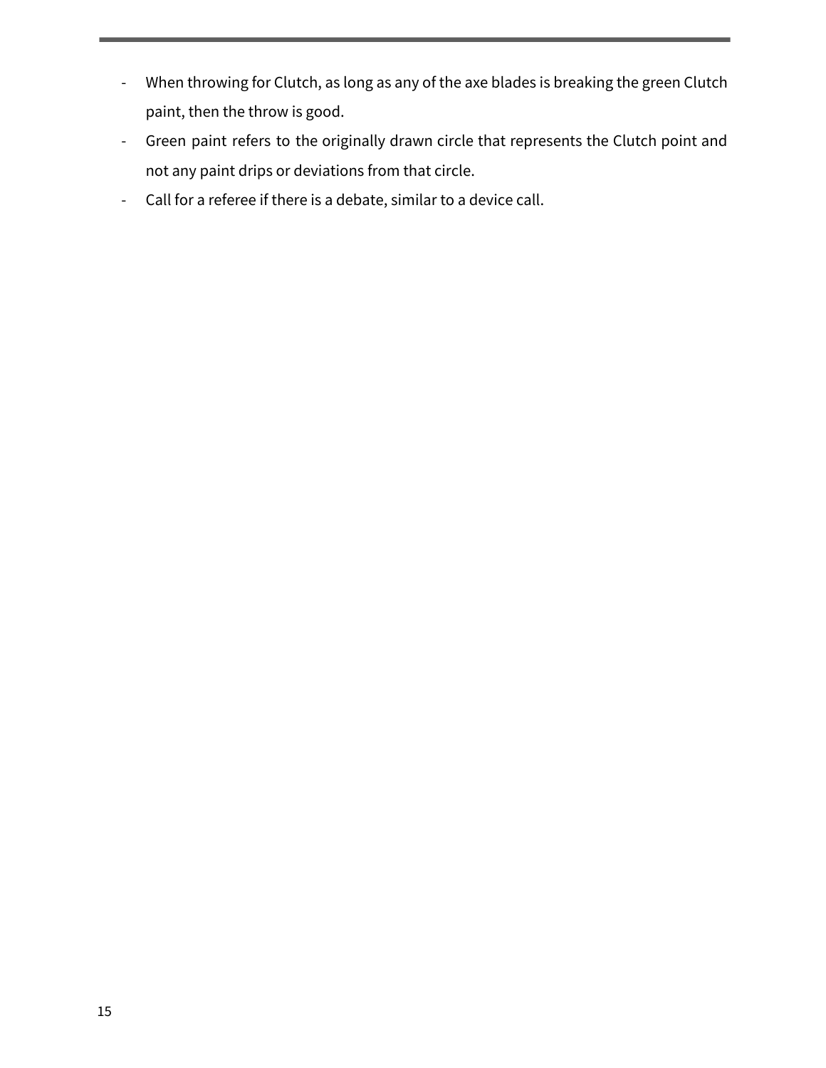- When throwing for Clutch, as long as any of the axe blades is breaking the green Clutch paint, then the throw is good.
- Green paint refers to the originally drawn circle that represents the Clutch point and not any paint drips or deviations from that circle.
- Call for a referee if there is a debate, similar to a device call.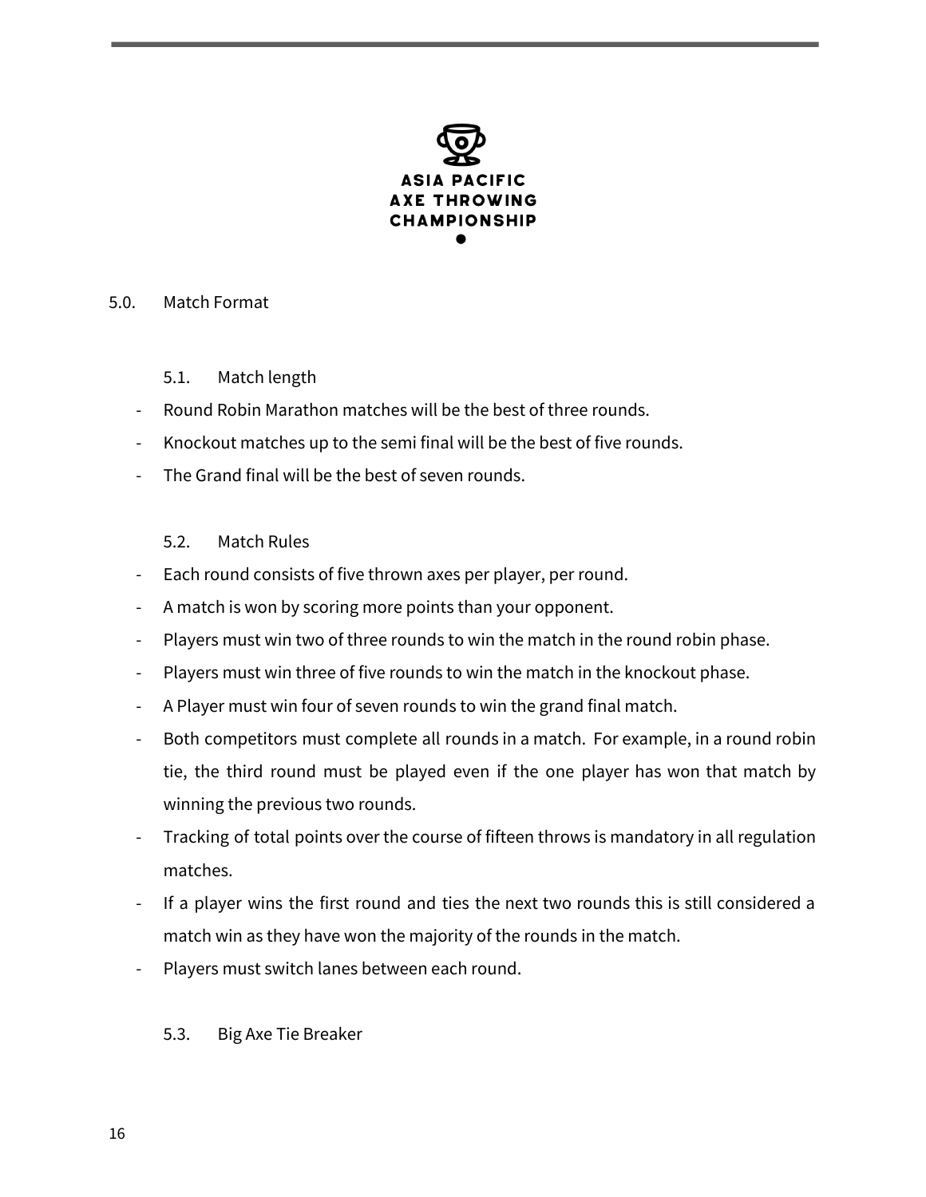## 5.0. Match Format

### 5.1. Match length

- Round Robin Marathon matches will be the best of three rounds.
- Knockout matches up to the semi final will be the best of five rounds.
- The Grand final will be the best of seven rounds.

### 5.2. Match Rules

- Each round consists of five thrown axes per player, per round.
- A match is won by scoring more points than your opponent.
- Players must win two of three rounds to win the match in the round robin phase.
- Players must win three of five rounds to win the match in the knockout phase.
- A Player must win four of seven rounds to win the grand final match.
- Both competitors must complete all rounds in a match. For example, in a round robin tie, the third round must be played even if the one player has won that match by winning the previous two rounds.
- Tracking of total points over the course of fifteen throws is mandatory in all regulation matches.
- If a player wins the first round and ties the next two rounds this is still considered a match win as they have won the majority of the rounds in the match.
- Players must switch lanes between each round.

### 5.3. Big Axe Tie Breaker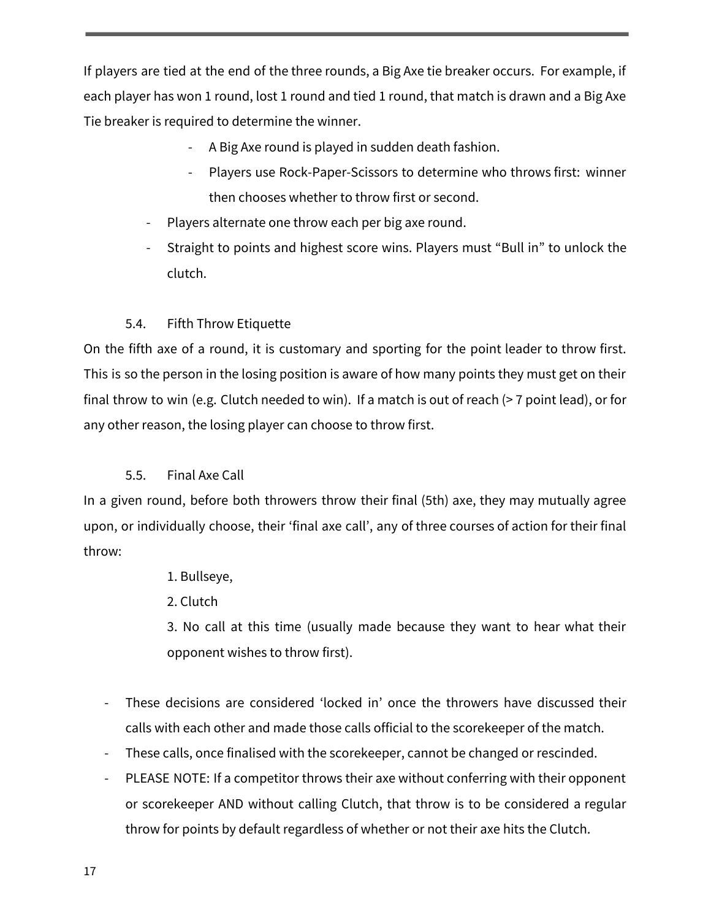If players are tied at the end of the three rounds, a Big Axe tie breaker occurs. For example, if each player has won 1 round, lost 1 round and tied 1 round, that match is drawn and a Big Axe Tie breaker is required to determine the winner.

- A Big Axe round is played in sudden death fashion.
- Players use Rock-Paper-Scissors to determine who throws first: winner then chooses whether to throw first or second.
- Players alternate one throw each per big axe round.
- Straight to points and highest score wins. Players must "Bull in" to unlock the clutch.

### 5.4. Fifth Throw Etiquette

On the fifth axe of a round, it is customary and sporting for the point leader to throw first. This is so the person in the losing position is aware of how many points they must get on their final throw to win (e.g. Clutch needed to win). If a match is out of reach (> 7 point lead), or for any other reason, the losing player can choose to throw first.

### 5.5. Final Axe Call

In a given round, before both throwers throw their final (5th) axe, they may mutually agree upon, or individually choose, their 'final axe call', any of three courses of action for their final throw:

1. Bullseye,
2. Clutch
3. No call at this time (usually made because they want to hear what their opponent wishes to throw first).

- These decisions are considered 'locked in' once the throwers have discussed their calls with each other and made those calls official to the scorekeeper of the match.
- These calls, once finalised with the scorekeeper, cannot be changed or rescinded.
- PLEASE NOTE: If a competitor throws their axe without conferring with their opponent or scorekeeper AND without calling Clutch, that throw is to be considered a regular throw for points by default regardless of whether or not their axe hits the Clutch.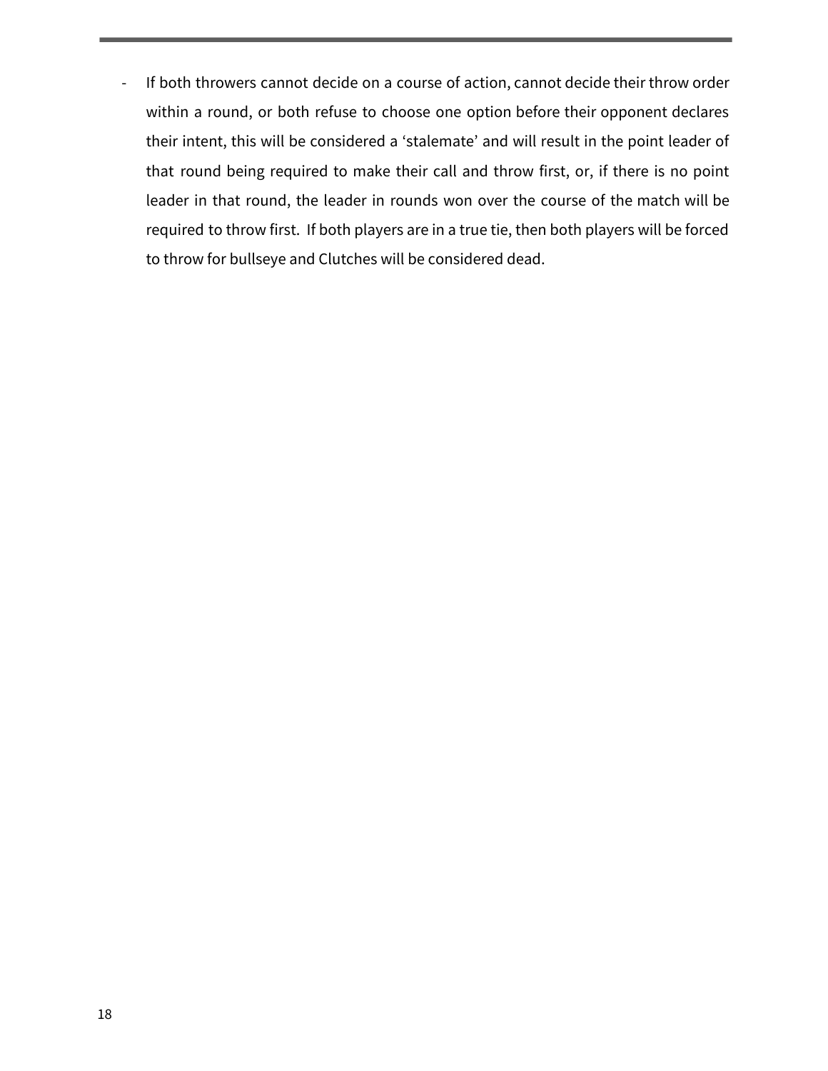- If both throwers cannot decide on a course of action, cannot decide their throw order within a round, or both refuse to choose one option before their opponent declares their intent, this will be considered a 'stalemate' and will result in the point leader of that round being required to make their call and throw first, or, if there is no point leader in that round, the leader in rounds won over the course of the match will be required to throw first. If both players are in a true tie, then both players will be forced to throw for bullseye and Clutches will be considered dead.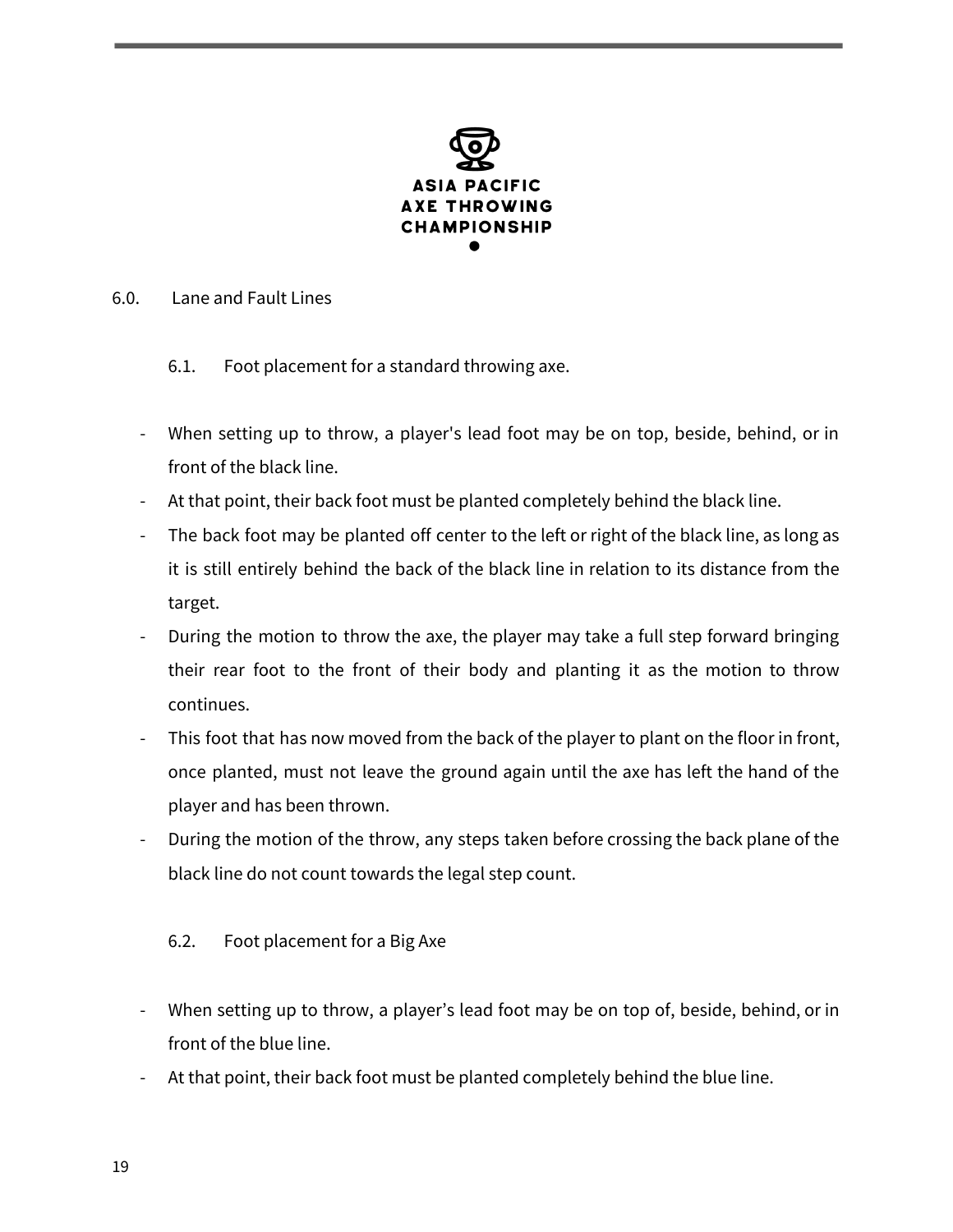## 6.0. Lane and Fault Lines

### 6.1. Foot placement for a standard throwing axe.

- When setting up to throw, a player's lead foot may be on top, beside, behind, or in front of the black line.
- At that point, their back foot must be planted completely behind the black line.
- The back foot may be planted off center to the left or right of the black line, as long as it is still entirely behind the back of the black line in relation to its distance from the target.
- During the motion to throw the axe, the player may take a full step forward bringing their rear foot to the front of their body and planting it as the motion to throw continues.
- This foot that has now moved from the back of the player to plant on the floor in front, once planted, must not leave the ground again until the axe has left the hand of the player and has been thrown.
- During the motion of the throw, any steps taken before crossing the back plane of the black line do not count towards the legal step count.

### 6.2. Foot placement for a Big Axe

- When setting up to throw, a player’s lead foot may be on top of, beside, behind, or in front of the blue line.
- At that point, their back foot must be planted completely behind the blue line.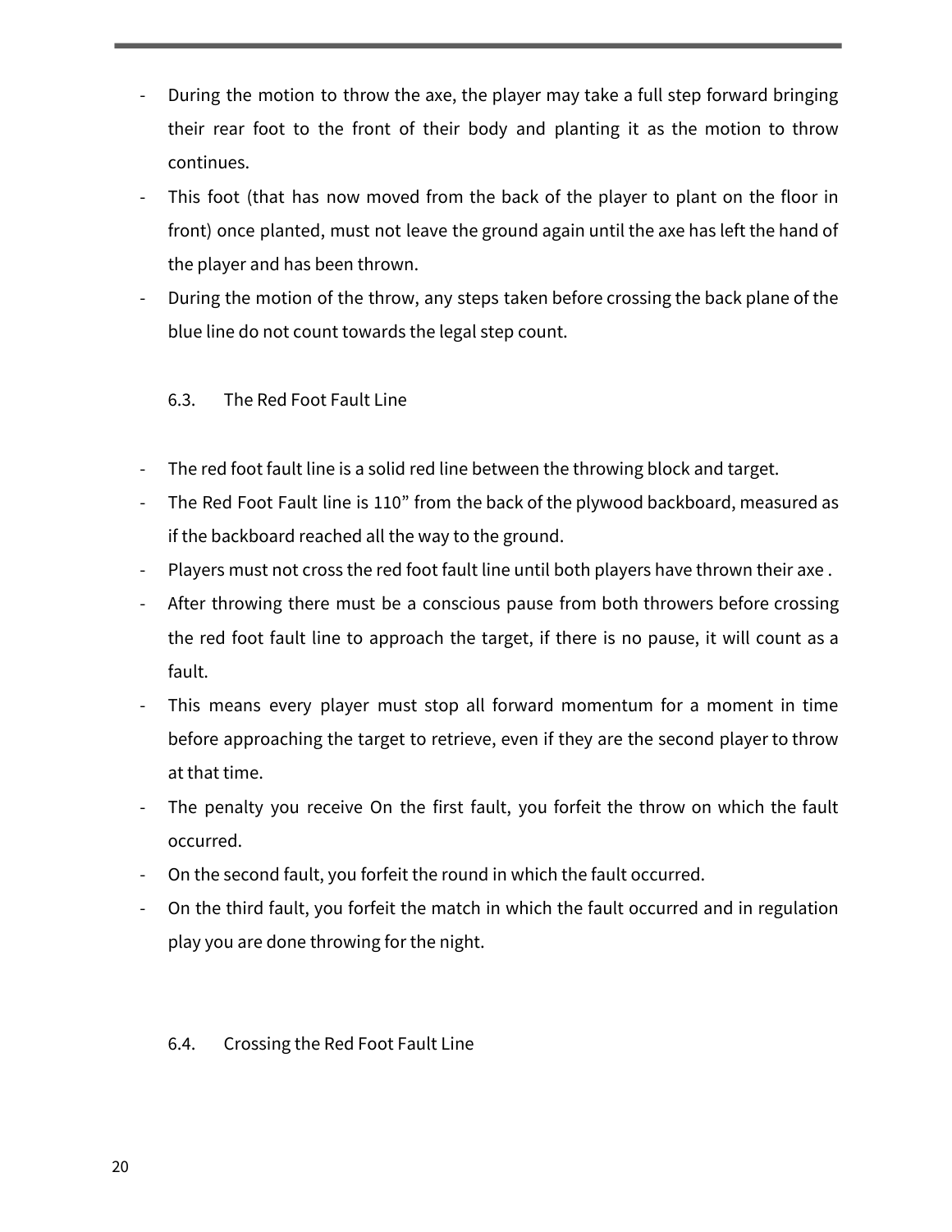- During the motion to throw the axe, the player may take a full step forward bringing their rear foot to the front of their body and planting it as the motion to throw continues.
- This foot (that has now moved from the back of the player to plant on the floor in front) once planted, must not leave the ground again until the axe has left the hand of the player and has been thrown.
- During the motion of the throw, any steps taken before crossing the back plane of the blue line do not count towards the legal step count.

### 6.3. The Red Foot Fault Line

- The red foot fault line is a solid red line between the throwing block and target.
- The Red Foot Fault line is 110” from the back of the plywood backboard, measured as if the backboard reached all the way to the ground.
- Players must not cross the red foot fault line until both players have thrown their axe .
- After throwing there must be a conscious pause from both throwers before crossing the red foot fault line to approach the target, if there is no pause, it will count as a fault.
- This means every player must stop all forward momentum for a moment in time before approaching the target to retrieve, even if they are the second player to throw at that time.
- The penalty you receive On the first fault, you forfeit the throw on which the fault occurred.
- On the second fault, you forfeit the round in which the fault occurred.
- On the third fault, you forfeit the match in which the fault occurred and in regulation play you are done throwing for the night.

### 6.4. Crossing the Red Foot Fault Line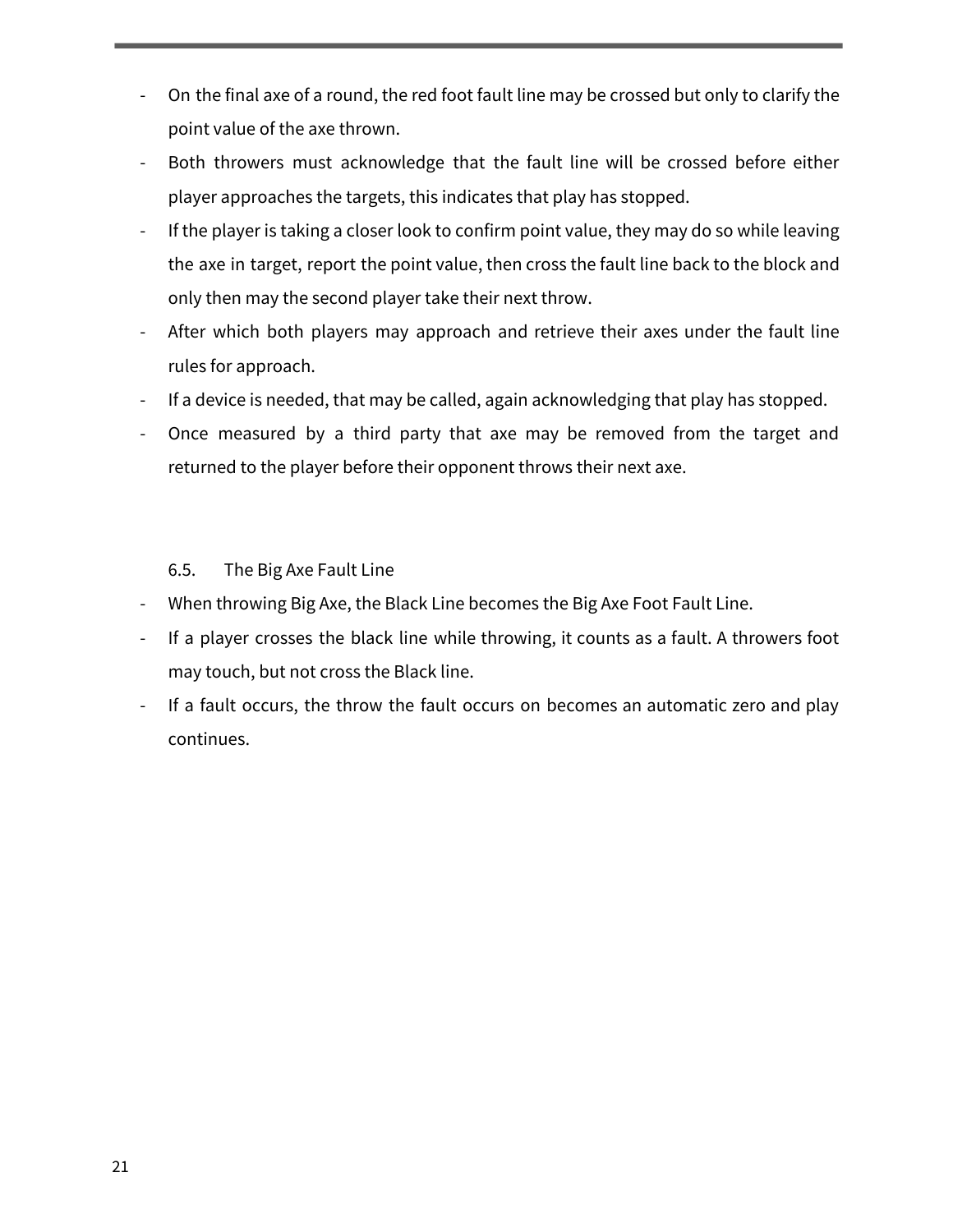- On the final axe of a round, the red foot fault line may be crossed but only to clarify the point value of the axe thrown.
- Both throwers must acknowledge that the fault line will be crossed before either player approaches the targets, this indicates that play has stopped.
- If the player is taking a closer look to confirm point value, they may do so while leaving the axe in target, report the point value, then cross the fault line back to the block and only then may the second player take their next throw.
- After which both players may approach and retrieve their axes under the fault line rules for approach.
- If a device is needed, that may be called, again acknowledging that play has stopped.
- Once measured by a third party that axe may be removed from the target and returned to the player before their opponent throws their next axe.

### 6.5. The Big Axe Fault Line

- When throwing Big Axe, the Black Line becomes the Big Axe Foot Fault Line.
- If a player crosses the black line while throwing, it counts as a fault. A throwers foot may touch, but not cross the Black line.
- If a fault occurs, the throw the fault occurs on becomes an automatic zero and play continues.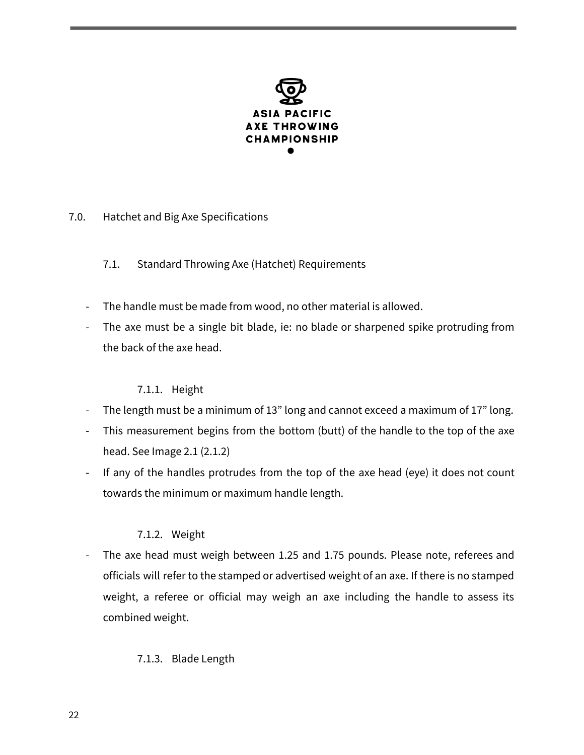# 7.0. Hatchet and Big Axe Specifications

## 7.1. Standard Throwing Axe (Hatchet) Requirements

- The handle must be made from wood, no other material is allowed.
- The axe must be a single bit blade, ie: no blade or sharpened spike protruding from the back of the axe head.

### 7.1.1. Height

- The length must be a minimum of 13" long and cannot exceed a maximum of 17" long.
- This measurement begins from the bottom (butt) of the handle to the top of the axe head. See Image 2.1 (2.1.2)
- If any of the handles protrudes from the top of the axe head (eye) it does not count towards the minimum or maximum handle length.

### 7.1.2. Weight

- The axe head must weigh between 1.25 and 1.75 pounds. Please note, referees and officials will refer to the stamped or advertised weight of an axe. If there is no stamped weight, a referee or official may weigh an axe including the handle to assess its combined weight.

### 7.1.3. Blade Length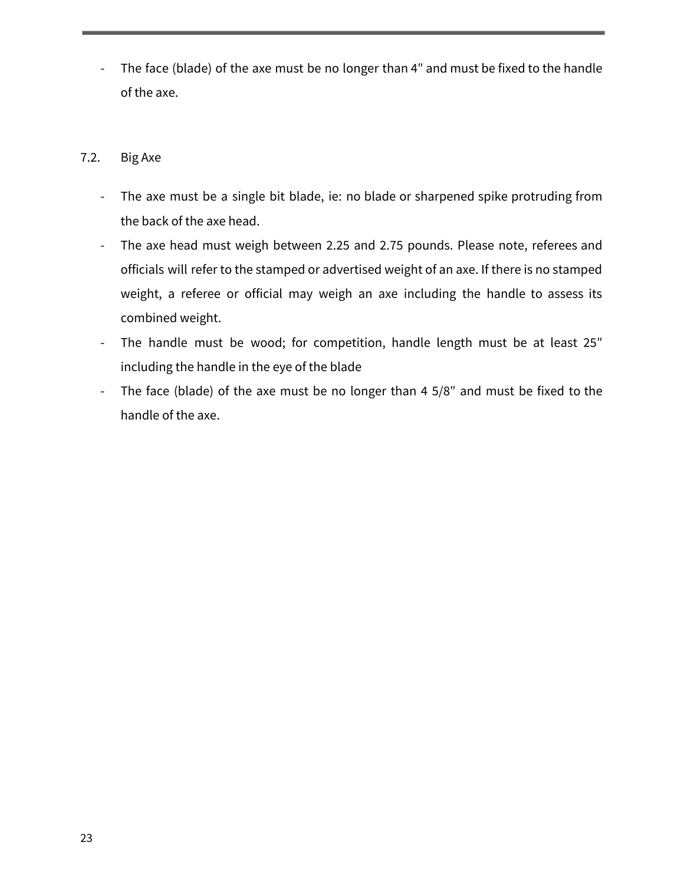- The face (blade) of the axe must be no longer than 4″ and must be fixed to the handle of the axe.

## 7.2. Big Axe

- The axe must be a single bit blade, ie: no blade or sharpened spike protruding from the back of the axe head.
- The axe head must weigh between 2.25 and 2.75 pounds. Please note, referees and officials will refer to the stamped or advertised weight of an axe. If there is no stamped weight, a referee or official may weigh an axe including the handle to assess its combined weight.
- The handle must be wood; for competition, handle length must be at least 25″ including the handle in the eye of the blade
- The face (blade) of the axe must be no longer than 4 5/8″ and must be fixed to the handle of the axe.